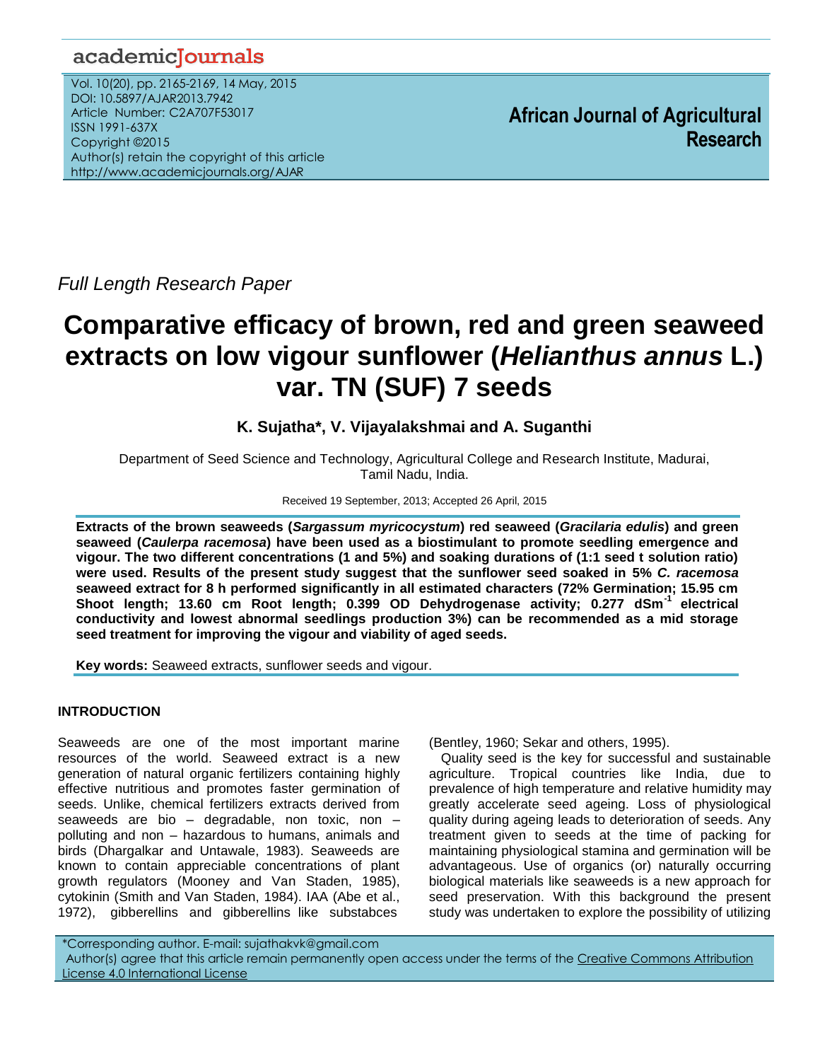Full Length Research Paper

# Comparative efficacy of brown, red and green seaweed extracts on low vigour sunflower (*Helianthus annus* L.) var. TN (SUF) 7 seeds

**K. Sujatha\*, V. Vijayalakshmai and A. Suganthi**

Department of Seed Science and Technology, Agricultural College and Research Institute, Madurai, Tamil Nadu, India.

Received 19 September, 2013; Accepted 26 April, 2015

**Extracts of the brown seaweeds (*Sargassum myricocystum*) red seaweed (*Gracilaria edulis*) and green seaweed (*Caulerpa racemosa*) have been used as a biostimulant to promote seedling emergence and vigour. The two different concentrations (1 and 5%) and soaking durations of (1:1 seed t solution ratio) were used. Results of the present study suggest that the sunflower seed soaked in 5% *C. racemosa* seaweed extract for 8 h performed significantly in all estimated characters (72% Germination; 15.95 cm Shoot length; 13.60 cm Root length; 0.399 OD Dehydrogenase activity; 0.277 dSm$^{-1}$ electrical conductivity and lowest abnormal seedlings production 3%) can be recommended as a mid storage seed treatment for improving the vigour and viability of aged seeds.**

**Key words:** Seaweed extracts, sunflower seeds and vigour.

## INTRODUCTION

Seaweeds are one of the most important marine resources of the world. Seaweed extract is a new generation of natural organic fertilizers containing highly effective nutritious and promotes faster germination of seeds. Unlike, chemical fertilizers extracts derived from seaweeds are bio – degradable, non toxic, non – polluting and non – hazardous to humans, animals and birds (Dhargalkar and Untawale, 1983). Seaweeds are known to contain appreciable concentrations of plant growth regulators (Mooney and Van Staden, 1985), cytokinin (Smith and Van Staden, 1984). IAA (Abe et al., 1972), gibberellins and gibberellins like substabces (Bentley, 1960; Sekar and others, 1995).

Quality seed is the key for successful and sustainable agriculture. Tropical countries like India, due to prevalence of high temperature and relative humidity may greatly accelerate seed ageing. Loss of physiological quality during ageing leads to deterioration of seeds. Any treatment given to seeds at the time of packing for maintaining physiological stamina and germination will be advantageous. Use of organics (or) naturally occurring biological materials like seaweeds is a new approach for seed preservation. With this background the present study was undertaken to explore the possibility of utilizing

\*Corresponding author. E-mail: sujathakvk@gmail.com

Author(s) agree that this article remain permanently open access under the terms of the Creative Commons Attribution License 4.0 International License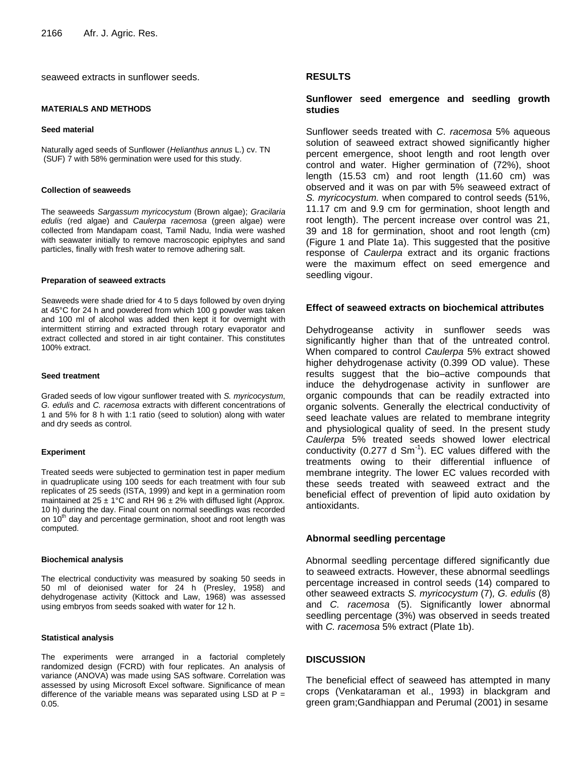seaweed extracts in sunflower seeds.

## MATERIALS AND METHODS

### Seed material

Naturally aged seeds of Sunflower (*Helianthus annus* L.) cv. TN (SUF) 7 with 58% germination were used for this study.

### Collection of seaweeds

The seaweeds *Sargassum myricocystum* (Brown algae); *Gracilaria edulis* (red algae) and *Caulerpa racemosa* (green algae) were collected from Mandapam coast, Tamil Nadu, India were washed with seawater initially to remove macroscopic epiphytes and sand particles, finally with fresh water to remove adhering salt.

### Preparation of seaweed extracts

Seaweeds were shade dried for 4 to 5 days followed by oven drying at 45°C for 24 h and powdered from which 100 g powder was taken and 100 ml of alcohol was added then kept it for overnight with intermittent stirring and extracted through rotary evaporator and extract collected and stored in air tight container. This constitutes 100% extract.

### Seed treatment

Graded seeds of low vigour sunflower treated with *S. myricocystum*, *G. edulis* and *C. racemosa* extracts with different concentrations of 1 and 5% for 8 h with 1:1 ratio (seed to solution) along with water and dry seeds as control.

### Experiment

Treated seeds were subjected to germination test in paper medium in quadruplicate using 100 seeds for each treatment with four sub replicates of 25 seeds (ISTA, 1999) and kept in a germination room maintained at 25 ± 1°C and RH 96 ± 2% with diffused light (Approx. 10 h) during the day. Final count on normal seedlings was recorded on 10$^{th}$ day and percentage germination, shoot and root length was computed.

### Biochemical analysis

The electrical conductivity was measured by soaking 50 seeds in 50 ml of deionised water for 24 h (Presley, 1958) and dehydrogenase activity (Kittock and Law, 1968) was assessed using embryos from seeds soaked with water for 12 h.

### Statistical analysis

The experiments were arranged in a factorial completely randomized design (FCRD) with four replicates. An analysis of variance (ANOVA) was made using SAS software. Correlation was assessed by using Microsoft Excel software. Significance of mean difference of the variable means was separated using LSD at P = 0.05.

## RESULTS

### Sunflower seed emergence and seedling growth studies

Sunflower seeds treated with *C. racemosa* 5% aqueous solution of seaweed extract showed significantly higher percent emergence, shoot length and root length over control and water. Higher germination of (72%), shoot length (15.53 cm) and root length (11.60 cm) was observed and it was on par with 5% seaweed extract of *S. myricocystum.* when compared to control seeds (51%, 11.17 cm and 9.9 cm for germination, shoot length and root length). The percent increase over control was 21, 39 and 18 for germination, shoot and root length (cm) (Figure 1 and Plate 1a). This suggested that the positive response of *Caulerpa* extract and its organic fractions were the maximum effect on seed emergence and seedling vigour.

### Effect of seaweed extracts on biochemical attributes

Dehydrogeanse activity in sunflower seeds was significantly higher than that of the untreated control. When compared to control *Caulerpa* 5% extract showed higher dehydrogenase activity (0.399 OD value). These results suggest that the bio–active compounds that induce the dehydrogenase activity in sunflower are organic compounds that can be readily extracted into organic solvents. Generally the electrical conductivity of seed leachate values are related to membrane integrity and physiological quality of seed. In the present study *Caulerpa* 5% treated seeds showed lower electrical conductivity (0.277 d $Sm^{-1}$). EC values differed with the treatments owing to their differential influence of membrane integrity. The lower EC values recorded with these seeds treated with seaweed extract and the beneficial effect of prevention of lipid auto oxidation by antioxidants.

### Abnormal seedling percentage

Abnormal seedling percentage differed significantly due to seaweed extracts. However, these abnormal seedlings percentage increased in control seeds (14) compared to other seaweed extracts *S. myricocystum* (7)*, G. edulis* (8) and *C. racemosa* (5). Significantly lower abnormal seedling percentage (3%) was observed in seeds treated with *C. racemosa* 5% extract (Plate 1b).

## DISCUSSION

The beneficial effect of seaweed has attempted in many crops (Venkataraman et al., 1993) in blackgram and green gram;Gandhiappan and Perumal (2001) in sesame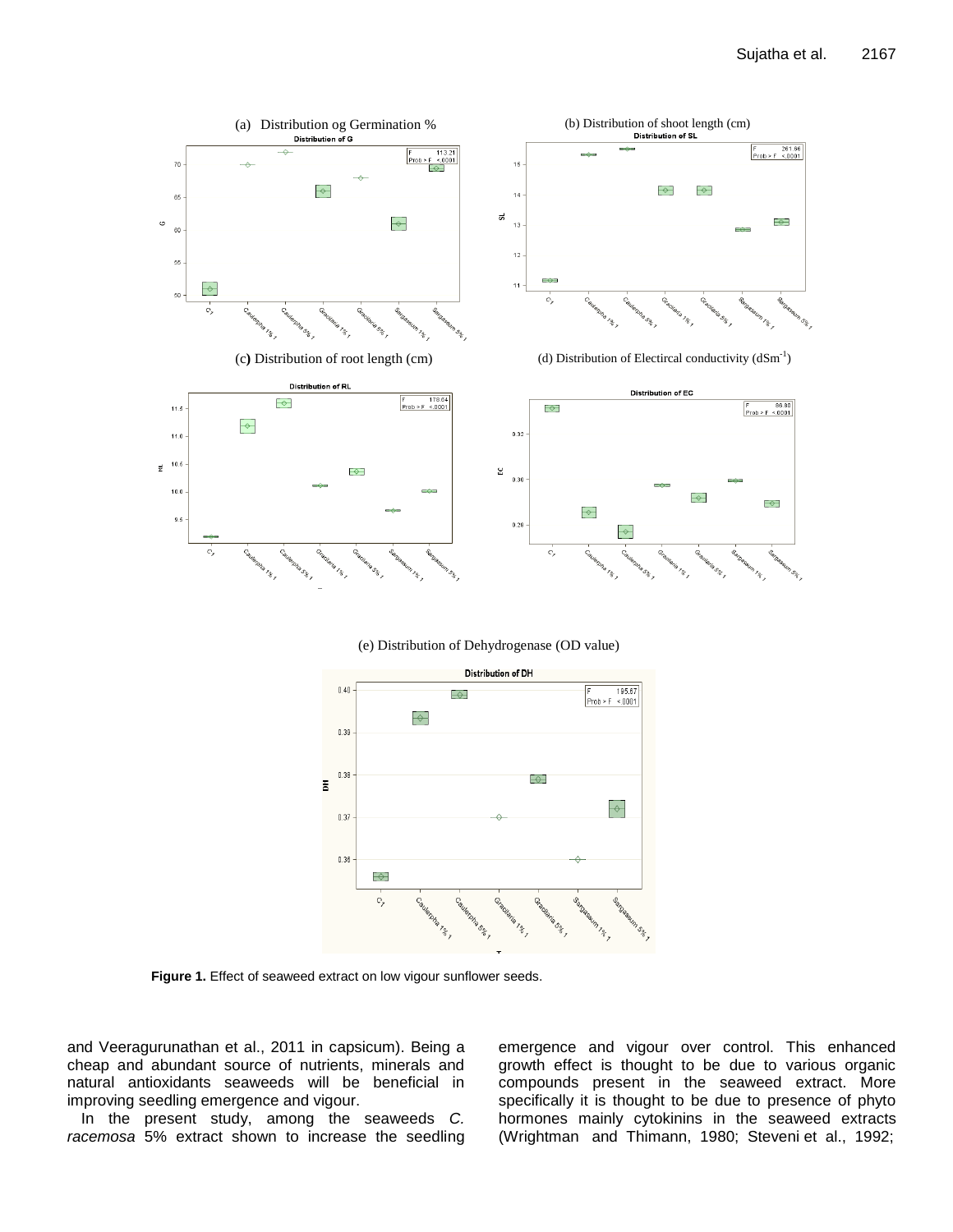(a) Distribution og Germination %

Distribution of G

F 113.21
Prob > F <.0001

G

70
65
60
55
50

C1
Caulerpha 1% 1
Caulerpha 5% 1
Gracilaria 1% 1
Gracilaria 5% 1
Sargassum 1% 1
Sargassum 5% 1

(b) Distribution of shoot length (cm)

Distribution of SL

F 261.66
Prob > F <.0001

SL

15
14
13
12
11

C1
Caulerpha 1% 1
Caulerpha 5% 1
Gracilaria 1% 1
Gracilaria 5% 1
Sargassum 1% 1
Sargassum 5% 1

(c) Distribution of root length (cm)

Distribution of RL

F 178.64
Prob > F <.0001

RL

11.5
11.0
10.5
10.0
9.5

C1
Caulerpha 1% 1
Caulerpha 5% 1
Gracilaria 1% 1
Gracilaria 5% 1
Sargassum 1% 1
Sargassum 5% 1

(d) Distribution of Electircal conductivity ($dSm^{-1}$)

Distribution of EC

F 66.80
Prob > F <.0001

EC

0.32
0.30
0.29

C1
Caulerpha 1% 1
Caulerpha 5% 1
Gracilaria 1% 1
Gracilaria 5% 1
Sargassum 1% 1
Sargassum 5% 1

(e) Distribution of Dehydrogenase (OD value)

Distribution of DH

F 195.67
Prob > F <.0001

DH

0.40
0.39
0.38
0.37
0.36

C1
Caulerpha 1% 1
Caulerpha 5% 1
Gracilaria 1% 1
Gracilaria 5% 1
Sargassum 1% 1
Sargassum 5% 1

**Figure 1.** Effect of seaweed extract on low vigour sunflower seeds.

and Veeragurunathan et al., 2011 in capsicum). Being a cheap and abundant source of nutrients, minerals and natural antioxidants seaweeds will be beneficial in improving seedling emergence and vigour.

In the present study, among the seaweeds *C. racemosa* 5% extract shown to increase the seedling emergence and vigour over control. This enhanced growth effect is thought to be due to various organic compounds present in the seaweed extract. More specifically it is thought to be due to presence of phyto hormones mainly cytokinins in the seaweed extracts (Wrightman and Thimann, 1980; Steveni et al., 1992;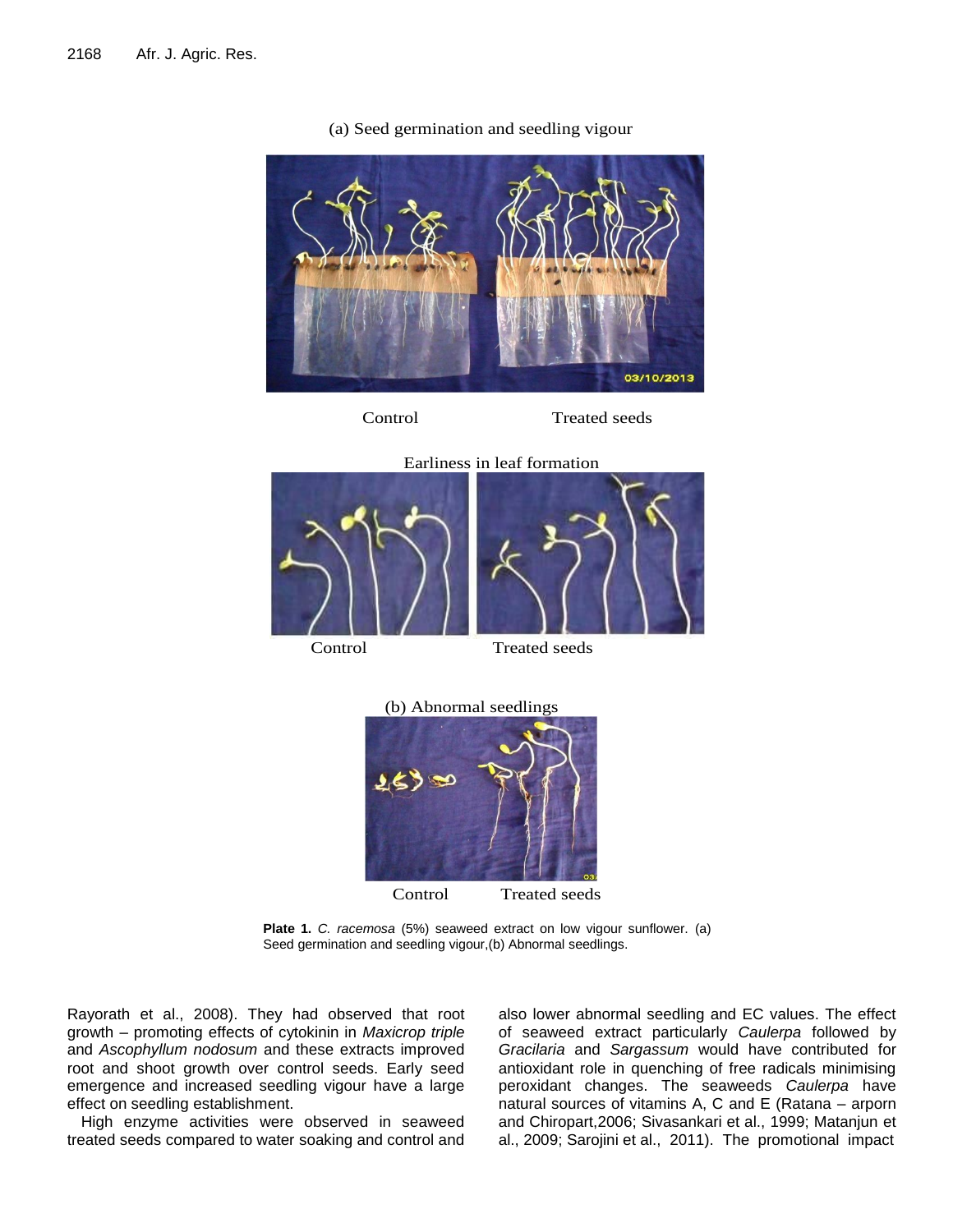(a) Seed germination and seedling vigour

Control Treated seeds

Earliness in leaf formation

Control Treated seeds

(b) Abnormal seedlings

Control Treated seeds

**Plate 1.** *C. racemosa* (5%) seaweed extract on low vigour sunflower. (a) Seed germination and seedling vigour,(b) Abnormal seedlings.

Rayorath et al., 2008). They had observed that root growth – promoting effects of cytokinin in *Maxicrop triple* and *Ascophyllum nodosum* and these extracts improved root and shoot growth over control seeds. Early seed emergence and increased seedling vigour have a large effect on seedling establishment.

High enzyme activities were observed in seaweed treated seeds compared to water soaking and control and also lower abnormal seedling and EC values. The effect of seaweed extract particularly *Caulerpa* followed by *Gracilaria* and *Sargassum* would have contributed for antioxidant role in quenching of free radicals minimising peroxidant changes. The seaweeds *Caulerpa* have natural sources of vitamins A, C and E (Ratana – arporn and Chiropart,2006; Sivasankari et al., 1999; Matanjun et al., 2009; Sarojini et al., 2011). The promotional impact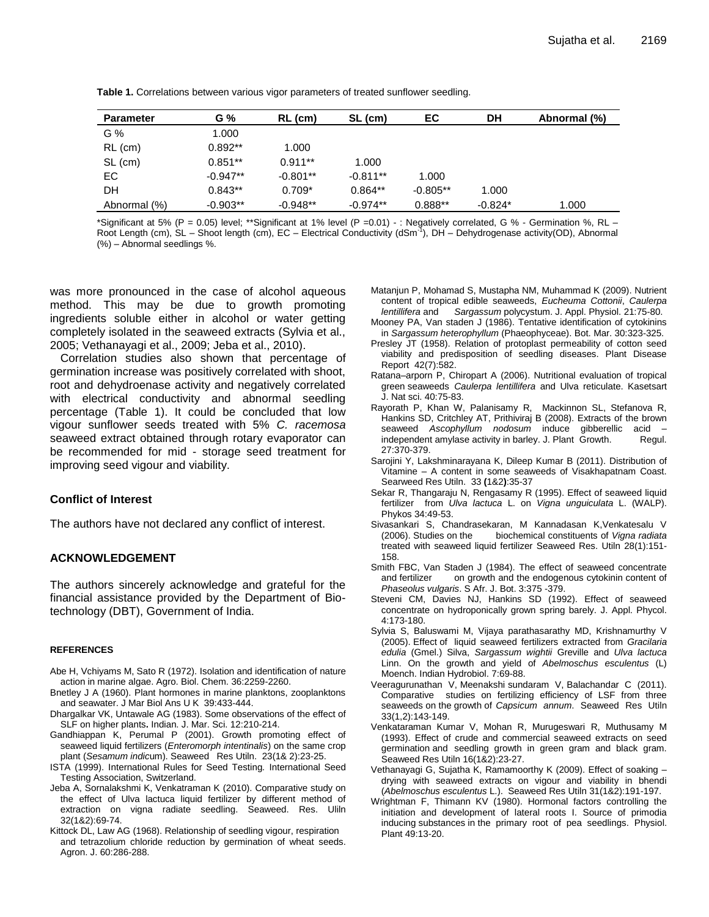**Table 1.** Correlations between various vigor parameters of treated sunflower seedling.

| Parameter | G % | RL (cm) | SL (cm) | EC | DH | Abnormal (%) |
|---|---|---|---|---|---|---|
| G % | 1.000 | | | | | |
| RL (cm) | 0.892** | 1.000 | | | | |
| SL (cm) | 0.851** | 0.911** | 1.000 | | | |
| EC | -0.947** | -0.801** | -0.811** | 1.000 | | |
| DH | 0.843** | 0.709* | 0.864** | -0.805** | 1.000 | |
| Abnormal (%) | -0.903** | -0.948** | -0.974** | 0.888** | -0.824* | 1.000 |

*Significant at 5% (P = 0.05) level; **Significant at 1% level (P =0.01) - : Negatively correlated, G % - Germination %, RL – Root Length (cm), SL – Shoot length (cm), EC – Electrical Conductivity ($dSm^{-1}$), DH – Dehydrogenase activity(OD), Abnormal (%) – Abnormal seedlings %.

was more pronounced in the case of alcohol aqueous method. This may be due to growth promoting ingredients soluble either in alcohol or water getting completely isolated in the seaweed extracts (Sylvia et al., 2005; Vethanayagi et al., 2009; Jeba et al., 2010).

Correlation studies also shown that percentage of germination increase was positively correlated with shoot, root and dehydroenase activity and negatively correlated with electrical conductivity and abnormal seedling percentage (Table 1). It could be concluded that low vigour sunflower seeds treated with 5% *C. racemosa* seaweed extract obtained through rotary evaporator can be recommended for mid - storage seed treatment for improving seed vigour and viability.

## Conflict of Interest

The authors have not declared any conflict of interest.

## ACKNOWLEDGEMENT

The authors sincerely acknowledge and grateful for the financial assistance provided by the Department of Biotechnology (DBT), Government of India.

## REFERENCES

Abe H, Vchiyams M, Sato R (1972). Isolation and identification of nature action in marine algae. Agro. Biol. Chem. 36:2259-2260.

Bnetley J A (1960). Plant hormones in marine planktons, zooplanktons and seawater. J Mar Biol Ans U K 39:433-444.

Dhargalkar VK, Untawale AG (1983). Some observations of the effect of SLF on higher plants**.** Indian. J. Mar. Sci. 12:210-214.

Gandhiappan K, Perumal P (2001). Growth promoting effect of seaweed liquid fertilizers (*Enteromorph intentinalis*) on the same crop plant (*Sesamum indic*um). Seaweed Res Utiln. 23(1& 2):23-25.

ISTA (1999). International Rules for Seed Testing. International Seed Testing Association, Switzerland.

Jeba A, Sornalakshmi K, Venkatraman K (2010). Comparative study on the effect of Ulva lactuca liquid fertilizer by different method of extraction on vigna radiate seedling. Seaweed. Res. Uliln 32(1&2):69-74.

Kittock DL, Law AG (1968). Relationship of seedling vigour, respiration and tetrazolium chloride reduction by germination of wheat seeds. Agron. J. 60:286-288.

Matanjun P, Mohamad S, Mustapha NM, Muhammad K (2009). Nutrient content of tropical edible seaweeds, *Eucheuma Cottonii*, *Caulerpa lentillifera* and *Sargassum* polycystum. J. Appl. Physiol. 21:75-80.

Mooney PA, Van staden J (1986). Tentative identification of cytokinins in *Sargassum heterophyllum* (Phaeophyceae). Bot. Mar. 30:323-325.

Presley JT (1958). Relation of protoplast permeability of cotton seed viability and predisposition of seedling diseases. Plant Disease Report 42(7):582.

Ratana–arporn P, Chiropart A (2006). Nutritional evaluation of tropical green seaweeds *Caulerpa lentillifera* and Ulva reticulate. Kasetsart J. Nat sci. 40:75-83.

Rayorath P, Khan W, Palanisamy R, Mackinnon SL, Stefanova R, Hankins SD, Critchley AT, Prithiviraj B (2008). Extracts of the brown seaweed *Ascophyllum nodosum* induce gibberellic acid – independent amylase activity in barley. J. Plant Growth. Regul. 27:370-379.

Sarojini Y, Lakshminarayana K, Dileep Kumar B (2011). Distribution of Vitamine – A content in some seaweeds of Visakhapatnam Coast. Searweed Res Utiln. 33 **(**1&2**)**:35-37

Sekar R, Thangaraju N, Rengasamy R (1995). Effect of seaweed liquid fertilizer from *Ulva lactuca* L. on *Vigna unguiculata* L. (WALP). Phykos 34:49-53.

Sivasankari S, Chandrasekaran, M Kannadasan K,Venkatesalu V (2006). Studies on the biochemical constituents of *Vigna radiata* treated with seaweed liquid fertilizer Seaweed Res. Utiln 28(1):151-158.

Smith FBC, Van Staden J (1984). The effect of seaweed concentrate and fertilizer on growth and the endogenous cytokinin content of *Phaseolus vulgaris*. S Afr. J. Bot. 3:375 -379.

Steveni CM, Davies NJ, Hankins SD (1992). Effect of seaweed concentrate on hydroponically grown spring barely. J. Appl. Phycol. 4:173-180.

Sylvia S, Baluswami M, Vijaya parathasarathy MD, Krishnamurthy V (2005). Effect of liquid seaweed fertilizers extracted from *Gracilaria edulia* (Gmel.) Silva, *Sargassum wightii* Greville and *Ulva lactuca* Linn. On the growth and yield of *Abelmoschus esculentus* (L) Moench. Indian Hydrobiol. 7:69-88.

Veeragurunathan V, Meenakshi sundaram V, Balachandar C (2011). Comparative studies on fertilizing efficiency of LSF from three seaweeds on the growth of *Capsicum annum*. Seaweed Res Utiln 33(1,2):143-149.

Venkataraman Kumar V, Mohan R, Murugeswari R, Muthusamy M (1993). Effect of crude and commercial seaweed extracts on seed germination and seedling growth in green gram and black gram. Seaweed Res Utiln 16(1&2):23-27.

Vethanayagi G, Sujatha K, Ramamoorthy K (2009). Effect of soaking – drying with seaweed extracts on vigour and viability in bhendi (*Abelmoschus esculentus* L.). Seaweed Res Utiln 31(1&2):191-197.

Wrightman F, Thimann KV (1980). Hormonal factors controlling the initiation and development of lateral roots I. Source of primodia inducing substances in the primary root of pea seedlings. Physiol. Plant 49:13-20.